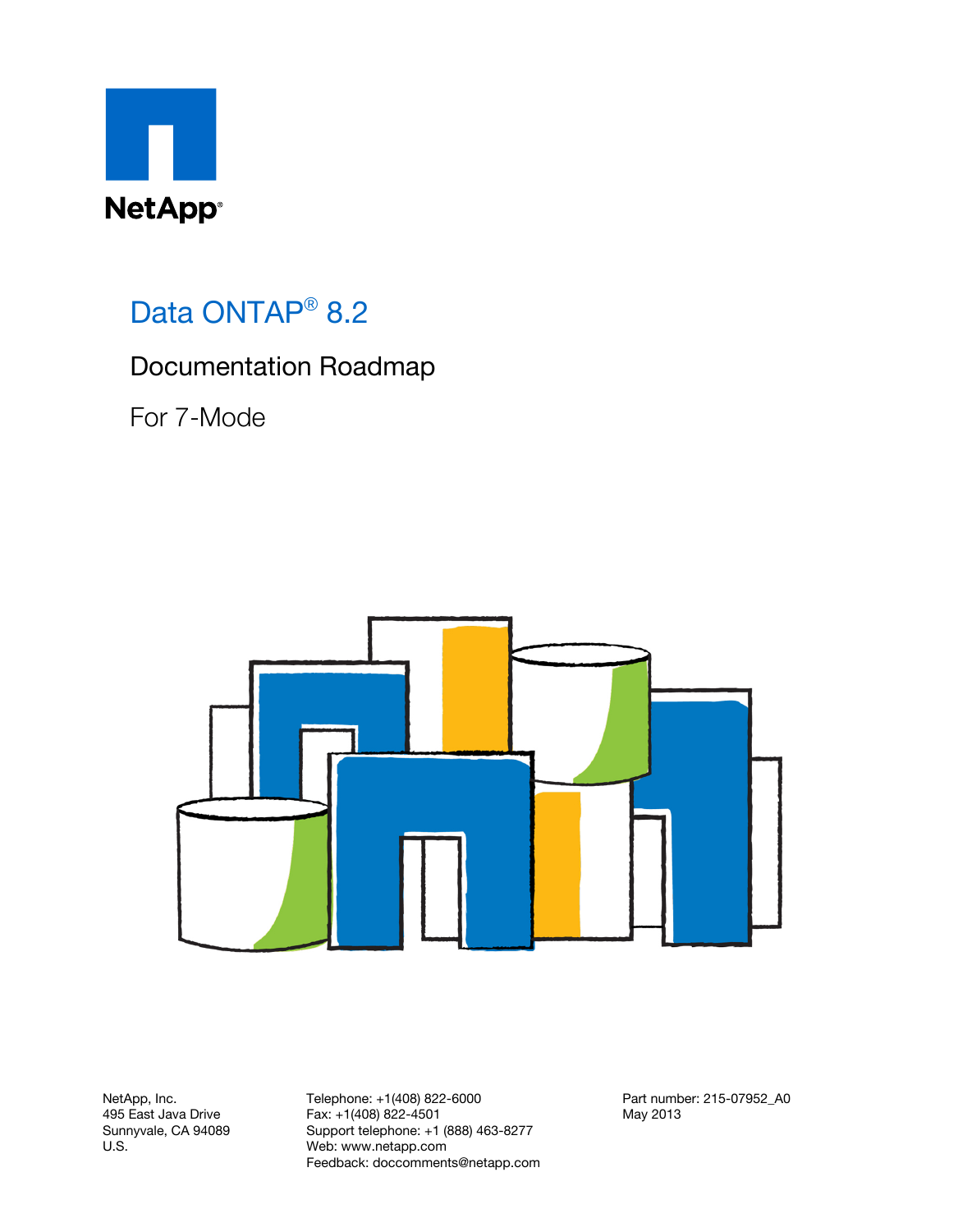NetApp®

# Data ONTAP® 8.2

## Documentation Roadmap

For 7-Mode

NetApp, Inc.
495 East Java Drive
Sunnyvale, CA 94089
U.S.

Telephone: +1(408) 822-6000
Fax: +1(408) 822-4501
Support telephone: +1 (888) 463-8277
Web: www.netapp.com
Feedback: doccomments@netapp.com

Part number: 215-07952_A0
May 2013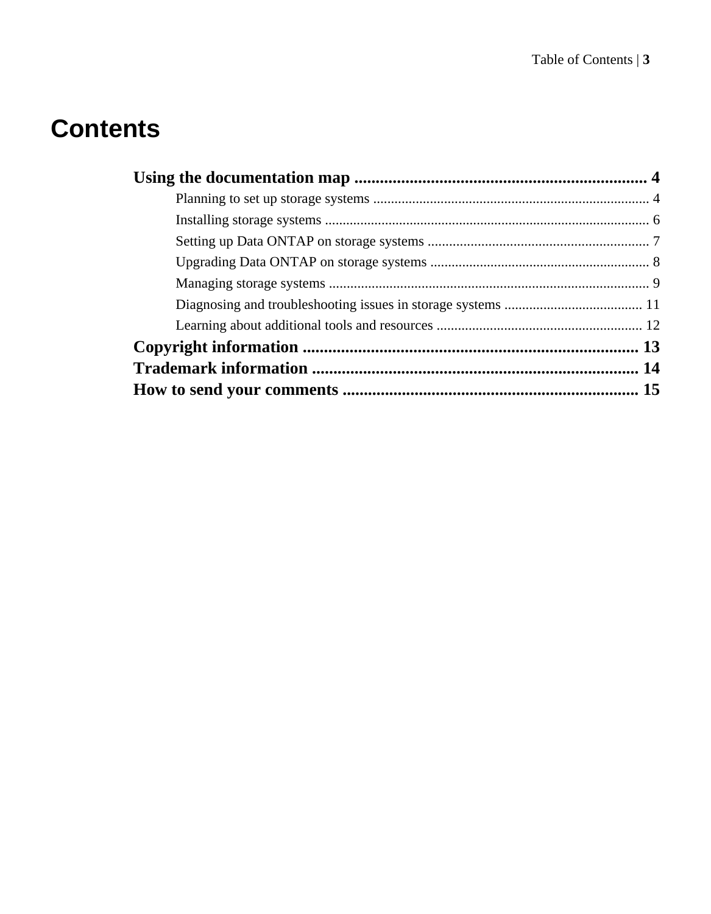# Contents

**Using the documentation map** .......................................................................... 4

- Planning to set up storage systems .......................................................................... 4
- Installing storage systems .......................................................................... 6
- Setting up Data ONTAP on storage systems .......................................................................... 7
- Upgrading Data ONTAP on storage systems .......................................................................... 8
- Managing storage systems .......................................................................... 9
- Diagnosing and troubleshooting issues in storage systems .......................................... 11
- Learning about additional tools and resources .......................................................... 12

**Copyright information** .......................................................................... 13

**Trademark information** .......................................................................... 14

**How to send your comments** .......................................................................... 15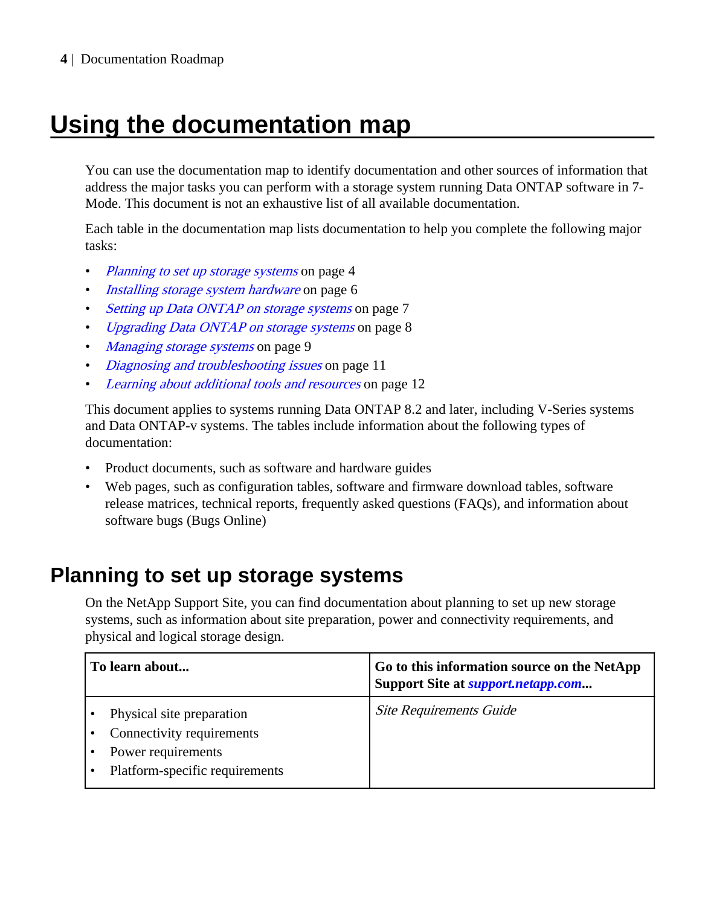# Using the documentation map

You can use the documentation map to identify documentation and other sources of information that address the major tasks you can perform with a storage system running Data ONTAP software in 7-Mode. This document is not an exhaustive list of all available documentation.

Each table in the documentation map lists documentation to help you complete the following major tasks:

- *Planning to set up storage systems* on page 4
- *Installing storage system hardware* on page 6
- *Setting up Data ONTAP on storage systems* on page 7
- *Upgrading Data ONTAP on storage systems* on page 8
- *Managing storage systems* on page 9
- *Diagnosing and troubleshooting issues* on page 11
- *Learning about additional tools and resources* on page 12

This document applies to systems running Data ONTAP 8.2 and later, including V-Series systems and Data ONTAP-v systems. The tables include information about the following types of documentation:

- Product documents, such as software and hardware guides
- Web pages, such as configuration tables, software and firmware download tables, software release matrices, technical reports, frequently asked questions (FAQs), and information about software bugs (Bugs Online)

## Planning to set up storage systems

On the NetApp Support Site, you can find documentation about planning to set up new storage systems, such as information about site preparation, power and connectivity requirements, and physical and logical storage design.

| To learn about... | Go to this information source on the NetApp Support Site at *support.netapp.com*... |
|---|---|
| • Physical site preparation<br>• Connectivity requirements<br>• Power requirements<br>• Platform-specific requirements | *Site Requirements Guide* |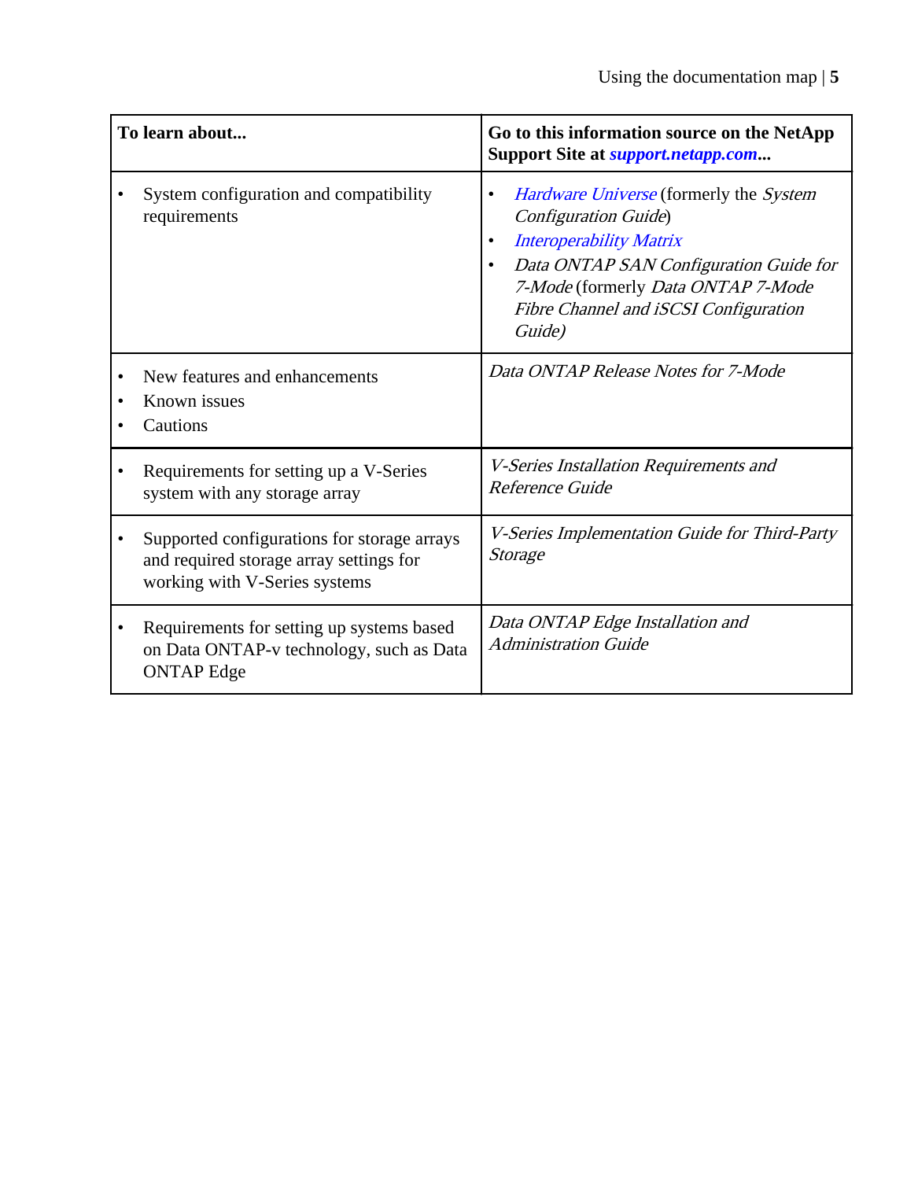| To learn about... | Go to this information source on the NetApp Support Site at *support.netapp.com*... |
|---|---|
| • System configuration and compatibility requirements | • *Hardware Universe* (formerly the *System Configuration Guide*)<br>• *Interoperability Matrix*<br>• *Data ONTAP SAN Configuration Guide for 7-Mode* (formerly *Data ONTAP 7-Mode Fibre Channel and iSCSI Configuration Guide)* |
| • New features and enhancements<br>• Known issues<br>• Cautions | *Data ONTAP Release Notes for 7-Mode* |
| • Requirements for setting up a V-Series system with any storage array | *V-Series Installation Requirements and Reference Guide* |
| • Supported configurations for storage arrays and required storage array settings for working with V-Series systems | *V-Series Implementation Guide for Third-Party Storage* |
| • Requirements for setting up systems based on Data ONTAP-v technology, such as Data ONTAP Edge | *Data ONTAP Edge Installation and Administration Guide* |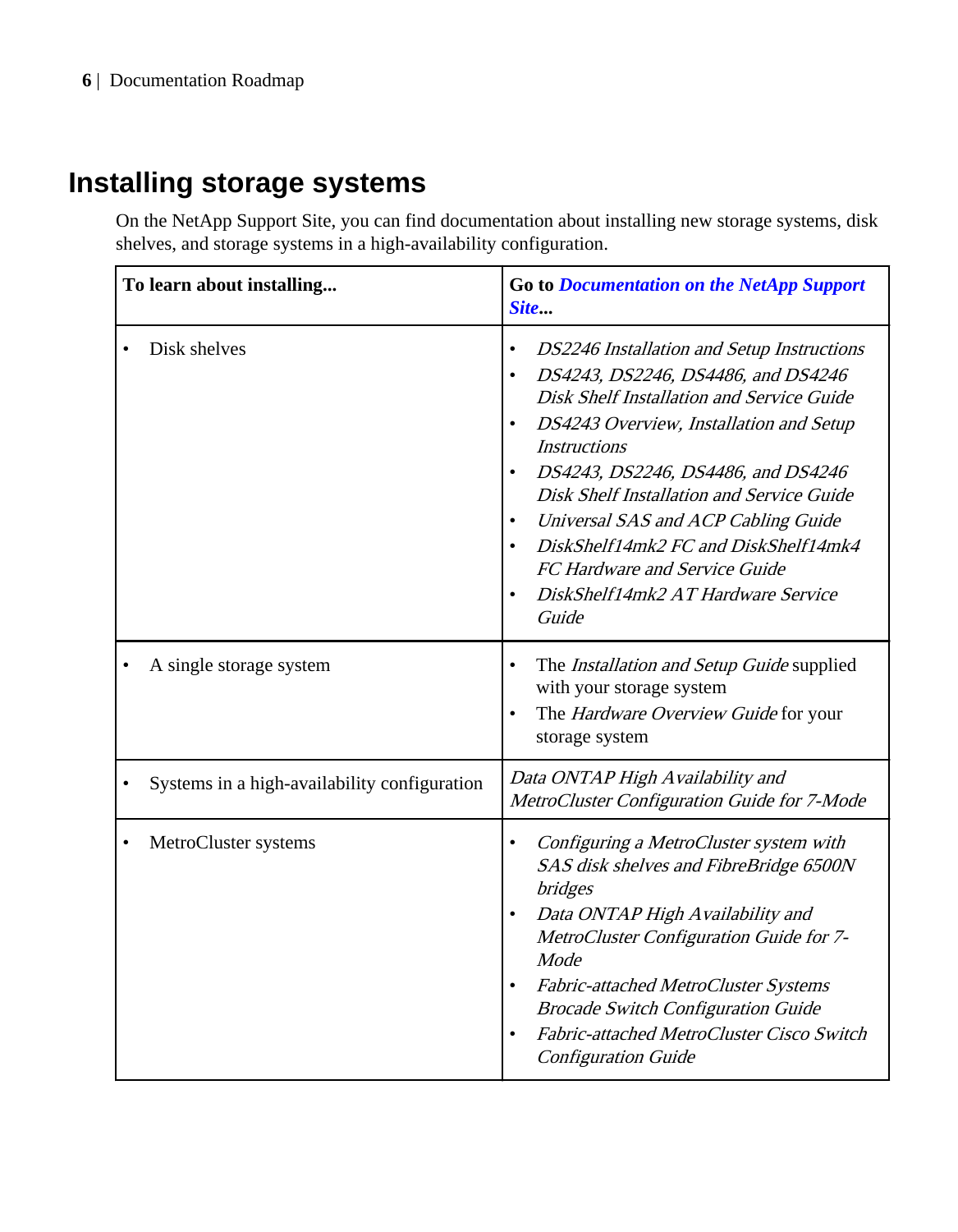# Installing storage systems

On the NetApp Support Site, you can find documentation about installing new storage systems, disk shelves, and storage systems in a high-availability configuration.

| To learn about installing... | Go to *Documentation on the NetApp Support Site*... |
|---|---|
| • Disk shelves | • *DS2246 Installation and Setup Instructions*<br>• *DS4243, DS2246, DS4486, and DS4246 Disk Shelf Installation and Service Guide*<br>• *DS4243 Overview, Installation and Setup Instructions*<br>• *DS4243, DS2246, DS4486, and DS4246 Disk Shelf Installation and Service Guide*<br>• *Universal SAS and ACP Cabling Guide*<br>• *DiskShelf14mk2 FC and DiskShelf14mk4 FC Hardware and Service Guide*<br>• *DiskShelf14mk2 AT Hardware Service Guide* |
| • A single storage system | • The *Installation and Setup Guide* supplied with your storage system<br>• The *Hardware Overview Guide* for your storage system |
| • Systems in a high-availability configuration | *Data ONTAP High Availability and MetroCluster Configuration Guide for 7-Mode* |
| • MetroCluster systems | • *Configuring a MetroCluster system with SAS disk shelves and FibreBridge 6500N bridges*<br>• *Data ONTAP High Availability and MetroCluster Configuration Guide for 7-Mode*<br>• *Fabric-attached MetroCluster Systems Brocade Switch Configuration Guide*<br>• *Fabric-attached MetroCluster Cisco Switch Configuration Guide* |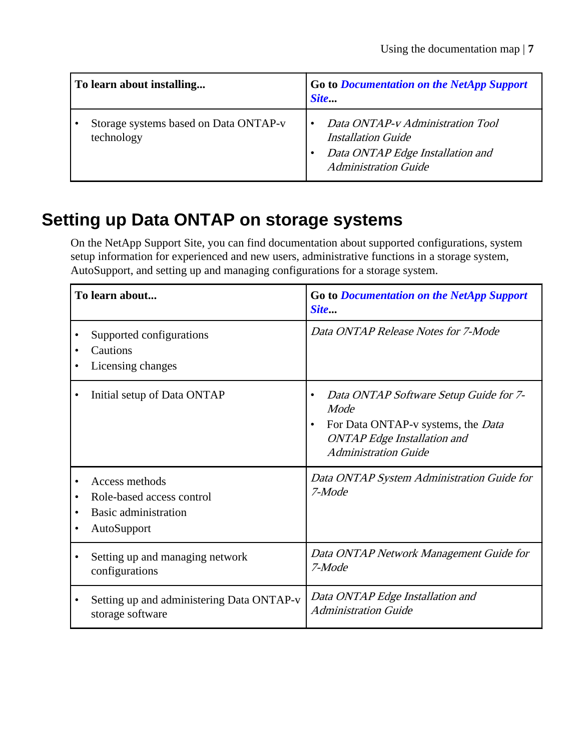| To learn about installing... | Go to *Documentation on the NetApp Support Site*... |
| --- | --- |
| • Storage systems based on Data ONTAP-v technology | • *Data ONTAP-v Administration Tool Installation Guide*<br>• *Data ONTAP Edge Installation and Administration Guide* |

## Setting up Data ONTAP on storage systems

On the NetApp Support Site, you can find documentation about supported configurations, system setup information for experienced and new users, administrative functions in a storage system, AutoSupport, and setting up and managing configurations for a storage system.

| To learn about... | Go to *Documentation on the NetApp Support Site*... |
| --- | --- |
| • Supported configurations<br>• Cautions<br>• Licensing changes | *Data ONTAP Release Notes for 7-Mode* |
| • Initial setup of Data ONTAP | • *Data ONTAP Software Setup Guide for 7-Mode*<br>• For Data ONTAP-v systems, the *Data ONTAP Edge Installation and Administration Guide* |
| • Access methods<br>• Role-based access control<br>• Basic administration<br>• AutoSupport | *Data ONTAP System Administration Guide for 7-Mode* |
| • Setting up and managing network configurations | *Data ONTAP Network Management Guide for 7-Mode* |
| • Setting up and administering Data ONTAP-v storage software | *Data ONTAP Edge Installation and Administration Guide* |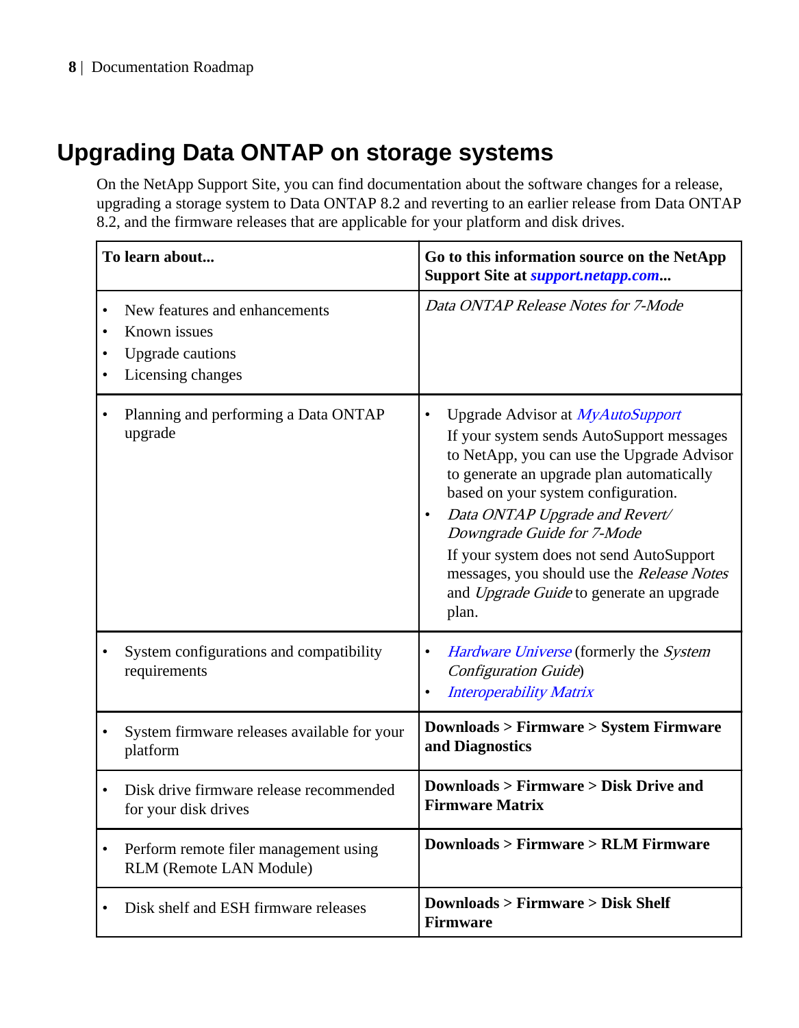## Upgrading Data ONTAP on storage systems

On the NetApp Support Site, you can find documentation about the software changes for a release, upgrading a storage system to Data ONTAP 8.2 and reverting to an earlier release from Data ONTAP 8.2, and the firmware releases that are applicable for your platform and disk drives.

| To learn about... | Go to this information source on the NetApp Support Site at *support.netapp.com*... |
|---|---|
| • New features and enhancements<br>• Known issues<br>• Upgrade cautions<br>• Licensing changes | *Data ONTAP Release Notes for 7-Mode* |
| • Planning and performing a Data ONTAP upgrade | • Upgrade Advisor at *MyAutoSupport*<br>If your system sends AutoSupport messages to NetApp, you can use the Upgrade Advisor to generate an upgrade plan automatically based on your system configuration.<br>• *Data ONTAP Upgrade and Revert/ Downgrade Guide for 7-Mode*<br>If your system does not send AutoSupport messages, you should use the *Release Notes* and *Upgrade Guide* to generate an upgrade plan. |
| • System configurations and compatibility requirements | • *Hardware Universe* (formerly the *System Configuration Guide*)<br>• *Interoperability Matrix* |
| • System firmware releases available for your platform | **Downloads > Firmware > System Firmware and Diagnostics** |
| • Disk drive firmware release recommended for your disk drives | **Downloads > Firmware > Disk Drive and Firmware Matrix** |
| • Perform remote filer management using RLM (Remote LAN Module) | **Downloads > Firmware > RLM Firmware** |
| • Disk shelf and ESH firmware releases | **Downloads > Firmware > Disk Shelf Firmware** |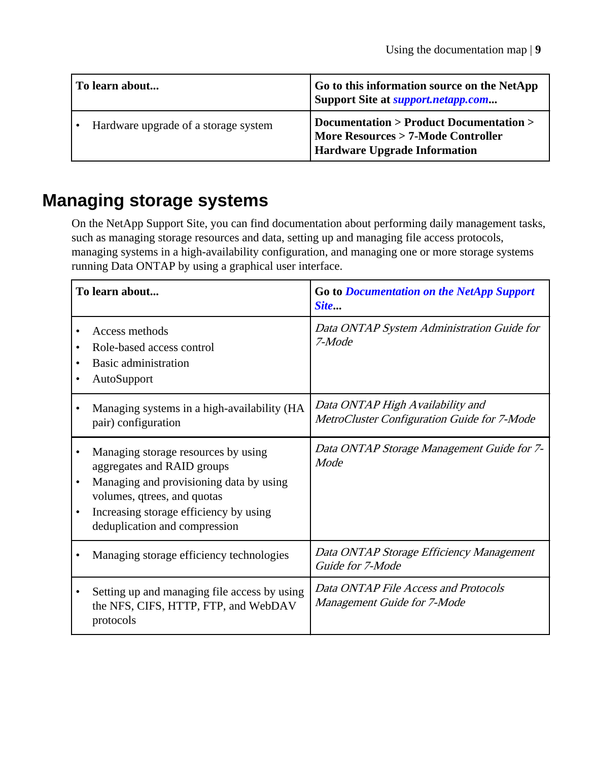| To learn about... | Go to this information source on the NetApp Support Site at *support.netapp.com*... |
|---|---|
| • Hardware upgrade of a storage system | **Documentation > Product Documentation > More Resources > 7-Mode Controller Hardware Upgrade Information** |

## Managing storage systems

On the NetApp Support Site, you can find documentation about performing daily management tasks, such as managing storage resources and data, setting up and managing file access protocols, managing systems in a high-availability configuration, and managing one or more storage systems running Data ONTAP by using a graphical user interface.

| To learn about... | Go to *Documentation on the NetApp Support Site*... |
|---|---|
| • Access methods<br>• Role-based access control<br>• Basic administration<br>• AutoSupport | *Data ONTAP System Administration Guide for 7-Mode* |
| • Managing systems in a high-availability (HA pair) configuration | *Data ONTAP High Availability and MetroCluster Configuration Guide for 7-Mode* |
| • Managing storage resources by using aggregates and RAID groups<br>• Managing and provisioning data by using volumes, qtrees, and quotas<br>• Increasing storage efficiency by using deduplication and compression | *Data ONTAP Storage Management Guide for 7-Mode* |
| • Managing storage efficiency technologies | *Data ONTAP Storage Efficiency Management Guide for 7-Mode* |
| • Setting up and managing file access by using the NFS, CIFS, HTTP, FTP, and WebDAV protocols | *Data ONTAP File Access and Protocols Management Guide for 7-Mode* |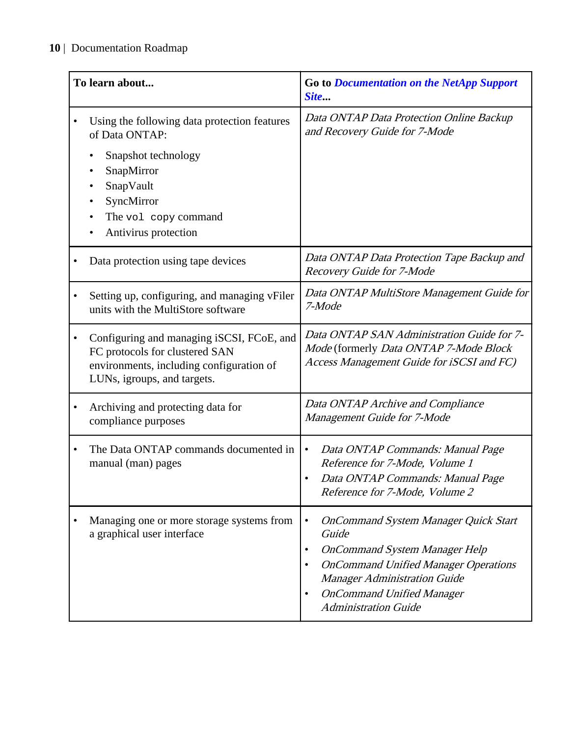| To learn about... | Go to *Documentation on the NetApp Support Site*... |
|---|---|
| • Using the following data protection features of Data ONTAP:<br>• Snapshot technology<br>• SnapMirror<br>• SnapVault<br>• SyncMirror<br>• The `vol copy` command<br>• Antivirus protection | *Data ONTAP Data Protection Online Backup and Recovery Guide for 7-Mode* |
| • Data protection using tape devices | *Data ONTAP Data Protection Tape Backup and Recovery Guide for 7-Mode* |
| • Setting up, configuring, and managing vFiler units with the MultiStore software | *Data ONTAP MultiStore Management Guide for 7-Mode* |
| • Configuring and managing iSCSI, FCoE, and FC protocols for clustered SAN environments, including configuration of LUNs, igroups, and targets. | *Data ONTAP SAN Administration Guide for 7-Mode* (formerly *Data ONTAP 7-Mode Block Access Management Guide for iSCSI and FC)* |
| • Archiving and protecting data for compliance purposes | *Data ONTAP Archive and Compliance Management Guide for 7-Mode* |
| • The Data ONTAP commands documented in manual (man) pages | • *Data ONTAP Commands: Manual Page Reference for 7-Mode, Volume 1*<br>• *Data ONTAP Commands: Manual Page Reference for 7-Mode, Volume 2* |
| • Managing one or more storage systems from a graphical user interface | • *OnCommand System Manager Quick Start Guide*<br>• *OnCommand System Manager Help*<br>• *OnCommand Unified Manager Operations Manager Administration Guide*<br>• *OnCommand Unified Manager Administration Guide* |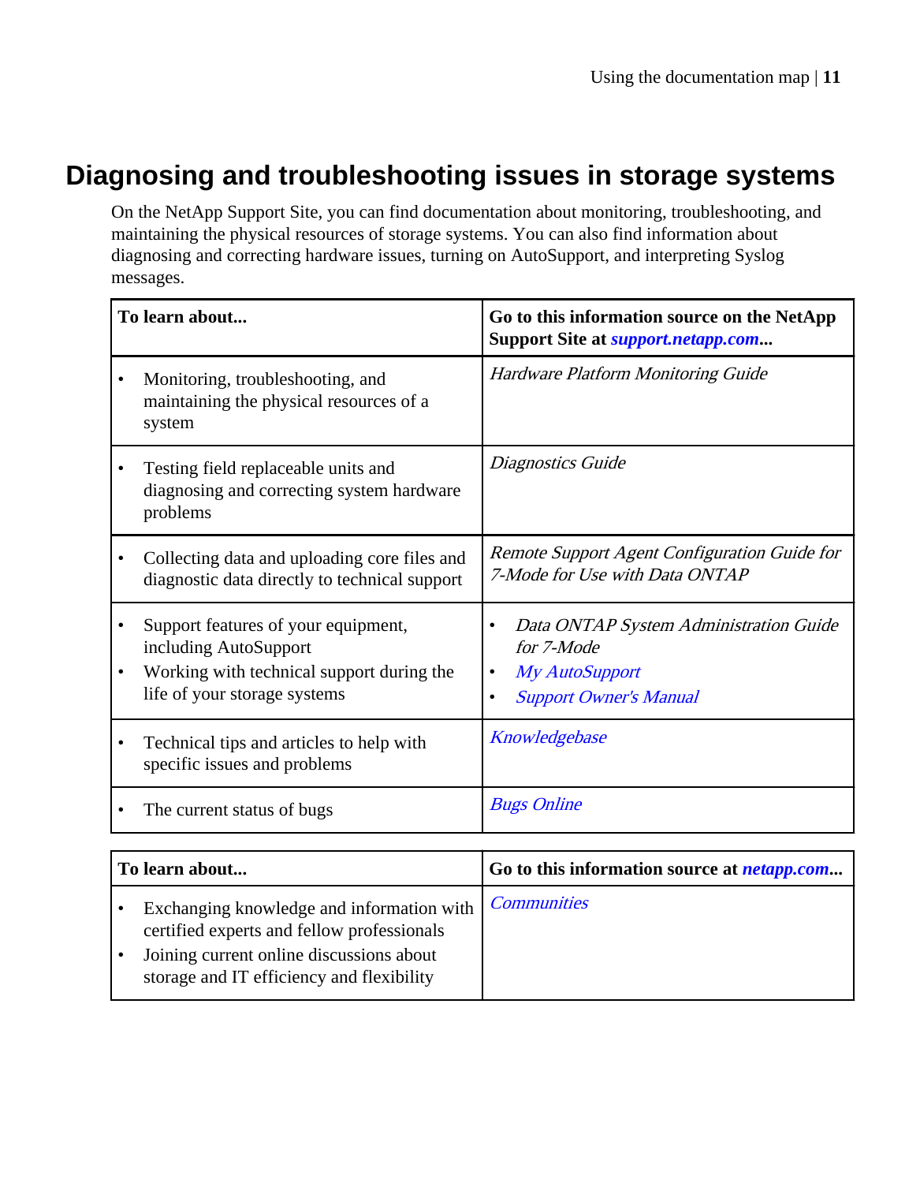# Diagnosing and troubleshooting issues in storage systems

On the NetApp Support Site, you can find documentation about monitoring, troubleshooting, and maintaining the physical resources of storage systems. You can also find information about diagnosing and correcting hardware issues, turning on AutoSupport, and interpreting Syslog messages.

| To learn about... | Go to this information source on the NetApp Support Site at *support.netapp.com*... |
|---|---|
| • Monitoring, troubleshooting, and maintaining the physical resources of a system | *Hardware Platform Monitoring Guide* |
| • Testing field replaceable units and diagnosing and correcting system hardware problems | *Diagnostics Guide* |
| • Collecting data and uploading core files and diagnostic data directly to technical support | *Remote Support Agent Configuration Guide for 7-Mode for Use with Data ONTAP* |
| • Support features of your equipment, including AutoSupport<br>• Working with technical support during the life of your storage systems | • *Data ONTAP System Administration Guide for 7-Mode*<br>• *My AutoSupport*<br>• *Support Owner's Manual* |
| • Technical tips and articles to help with specific issues and problems | *Knowledgebase* |
| • The current status of bugs | *Bugs Online* |

| To learn about... | Go to this information source at *netapp.com*... |
|---|---|
| • Exchanging knowledge and information with certified experts and fellow professionals<br>• Joining current online discussions about storage and IT efficiency and flexibility | *Communities* |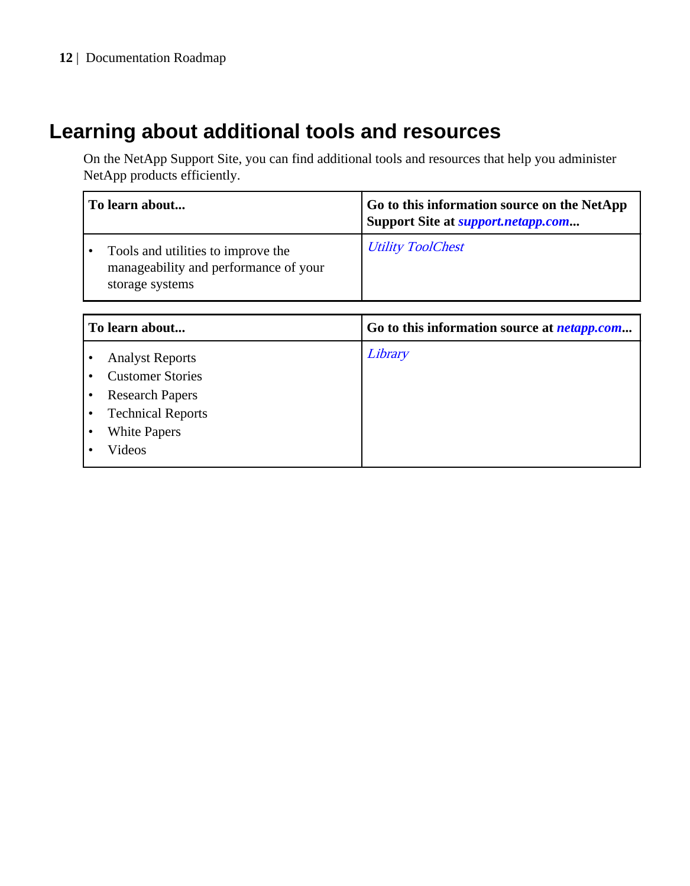# Learning about additional tools and resources

On the NetApp Support Site, you can find additional tools and resources that help you administer NetApp products efficiently.

| To learn about... | Go to this information source on the NetApp Support Site at *support.netapp.com*... |
|---|---|
| • Tools and utilities to improve the manageability and performance of your storage systems | *Utility ToolChest* |

| To learn about... | Go to this information source at *netapp.com*... |
|---|---|
| • Analyst Reports<br>• Customer Stories<br>• Research Papers<br>• Technical Reports<br>• White Papers<br>• Videos | *Library* |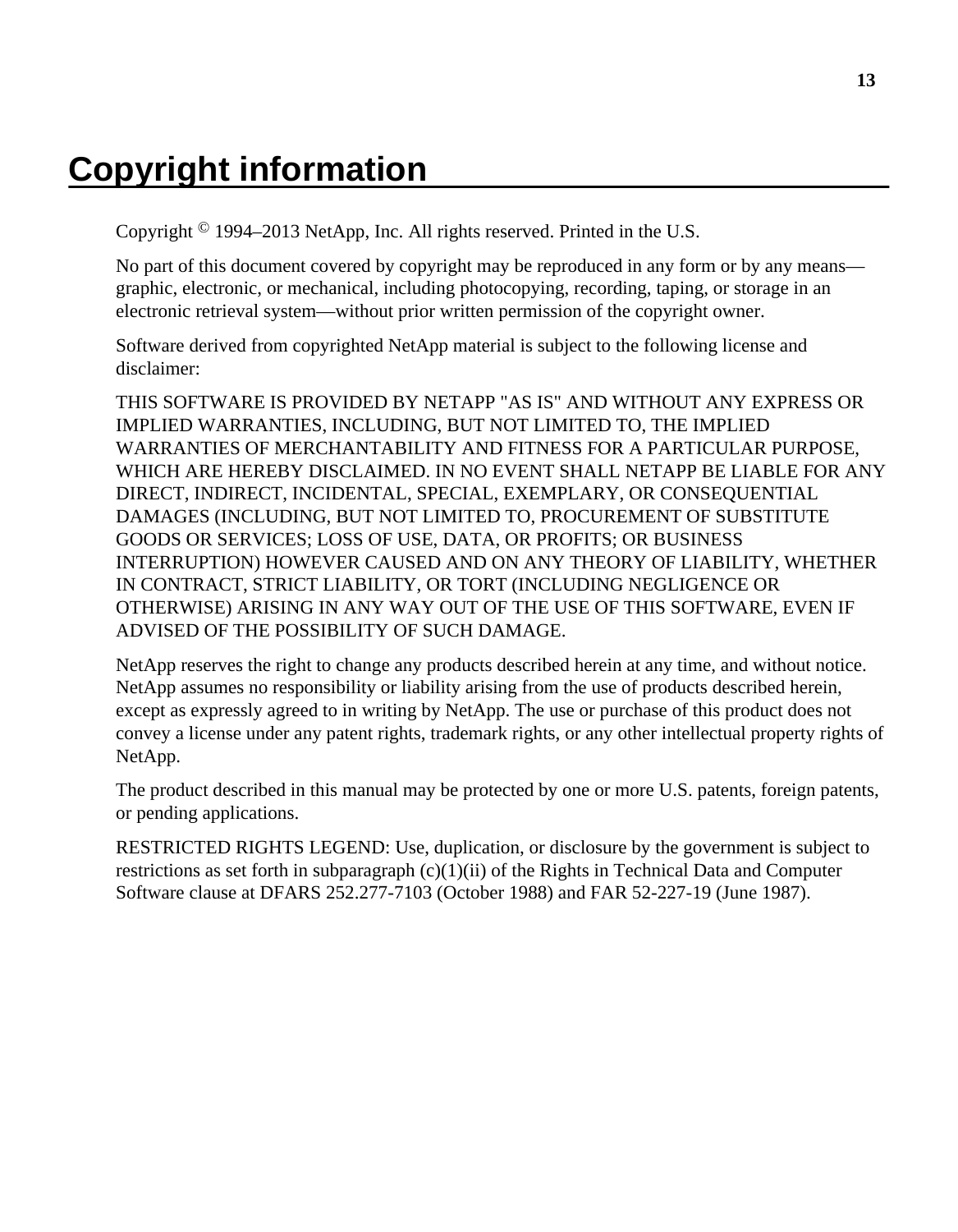# Copyright information

Copyright © 1994–2013 NetApp, Inc. All rights reserved. Printed in the U.S.

No part of this document covered by copyright may be reproduced in any form or by any means—graphic, electronic, or mechanical, including photocopying, recording, taping, or storage in an electronic retrieval system—without prior written permission of the copyright owner.

Software derived from copyrighted NetApp material is subject to the following license and disclaimer:

THIS SOFTWARE IS PROVIDED BY NETAPP "AS IS" AND WITHOUT ANY EXPRESS OR IMPLIED WARRANTIES, INCLUDING, BUT NOT LIMITED TO, THE IMPLIED WARRANTIES OF MERCHANTABILITY AND FITNESS FOR A PARTICULAR PURPOSE, WHICH ARE HEREBY DISCLAIMED. IN NO EVENT SHALL NETAPP BE LIABLE FOR ANY DIRECT, INDIRECT, INCIDENTAL, SPECIAL, EXEMPLARY, OR CONSEQUENTIAL DAMAGES (INCLUDING, BUT NOT LIMITED TO, PROCUREMENT OF SUBSTITUTE GOODS OR SERVICES; LOSS OF USE, DATA, OR PROFITS; OR BUSINESS INTERRUPTION) HOWEVER CAUSED AND ON ANY THEORY OF LIABILITY, WHETHER IN CONTRACT, STRICT LIABILITY, OR TORT (INCLUDING NEGLIGENCE OR OTHERWISE) ARISING IN ANY WAY OUT OF THE USE OF THIS SOFTWARE, EVEN IF ADVISED OF THE POSSIBILITY OF SUCH DAMAGE.

NetApp reserves the right to change any products described herein at any time, and without notice. NetApp assumes no responsibility or liability arising from the use of products described herein, except as expressly agreed to in writing by NetApp. The use or purchase of this product does not convey a license under any patent rights, trademark rights, or any other intellectual property rights of NetApp.

The product described in this manual may be protected by one or more U.S. patents, foreign patents, or pending applications.

RESTRICTED RIGHTS LEGEND: Use, duplication, or disclosure by the government is subject to restrictions as set forth in subparagraph (c)(1)(ii) of the Rights in Technical Data and Computer Software clause at DFARS 252.277-7103 (October 1988) and FAR 52-227-19 (June 1987).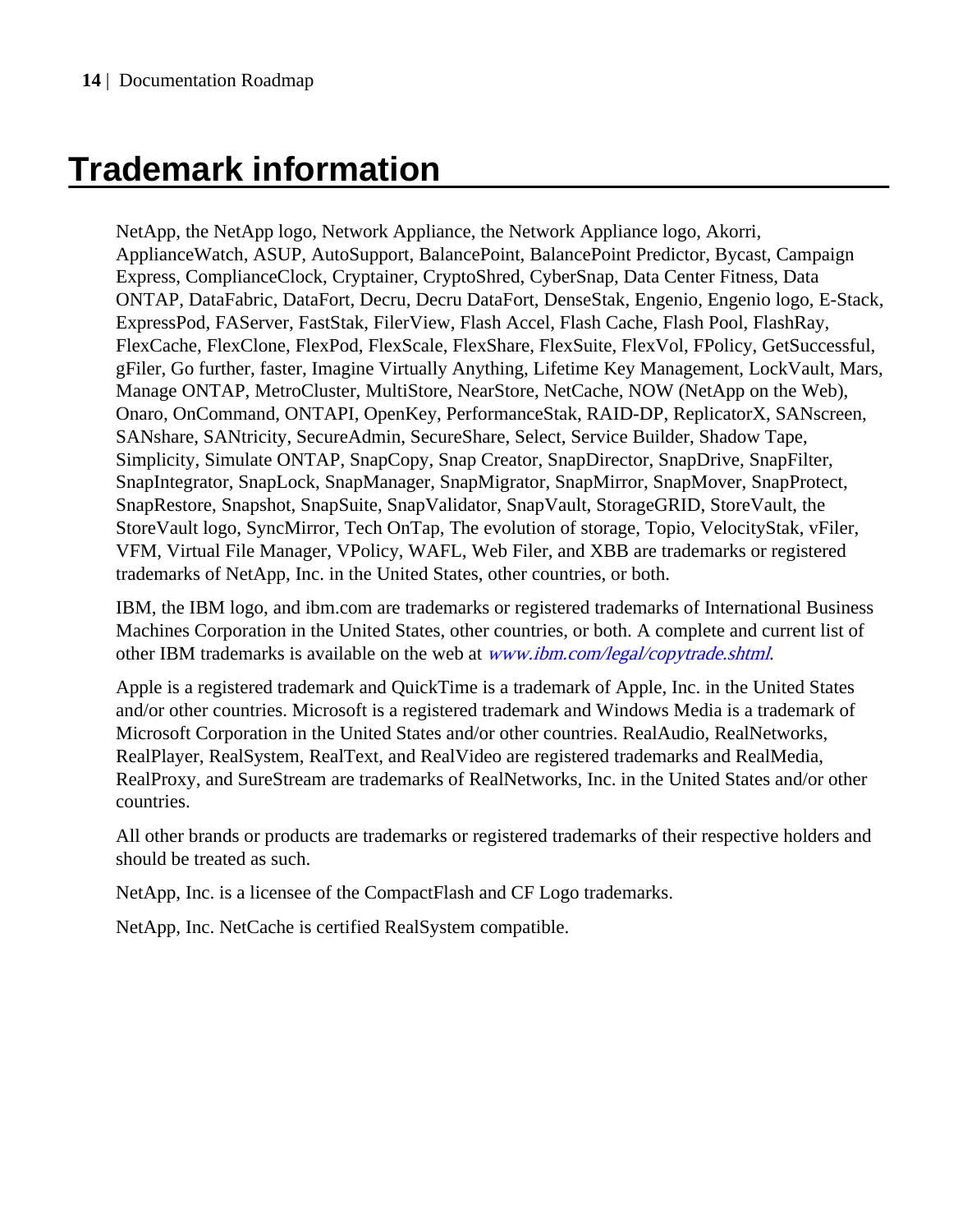# Trademark information

NetApp, the NetApp logo, Network Appliance, the Network Appliance logo, Akorri, ApplianceWatch, ASUP, AutoSupport, BalancePoint, BalancePoint Predictor, Bycast, Campaign Express, ComplianceClock, Cryptainer, CryptoShred, CyberSnap, Data Center Fitness, Data ONTAP, DataFabric, DataFort, Decru, Decru DataFort, DenseStak, Engenio, Engenio logo, E-Stack, ExpressPod, FAServer, FastStak, FilerView, Flash Accel, Flash Cache, Flash Pool, FlashRay, FlexCache, FlexClone, FlexPod, FlexScale, FlexShare, FlexSuite, FlexVol, FPolicy, GetSuccessful, gFiler, Go further, faster, Imagine Virtually Anything, Lifetime Key Management, LockVault, Mars, Manage ONTAP, MetroCluster, MultiStore, NearStore, NetCache, NOW (NetApp on the Web), Onaro, OnCommand, ONTAPI, OpenKey, PerformanceStak, RAID-DP, ReplicatorX, SANscreen, SANshare, SANtricity, SecureAdmin, SecureShare, Select, Service Builder, Shadow Tape, Simplicity, Simulate ONTAP, SnapCopy, Snap Creator, SnapDirector, SnapDrive, SnapFilter, SnapIntegrator, SnapLock, SnapManager, SnapMigrator, SnapMirror, SnapMover, SnapProtect, SnapRestore, Snapshot, SnapSuite, SnapValidator, SnapVault, StorageGRID, StoreVault, the StoreVault logo, SyncMirror, Tech OnTap, The evolution of storage, Topio, VelocityStak, vFiler, VFM, Virtual File Manager, VPolicy, WAFL, Web Filer, and XBB are trademarks or registered trademarks of NetApp, Inc. in the United States, other countries, or both.

IBM, the IBM logo, and ibm.com are trademarks or registered trademarks of International Business Machines Corporation in the United States, other countries, or both. A complete and current list of other IBM trademarks is available on the web at *www.ibm.com/legal/copytrade.shtml*.

Apple is a registered trademark and QuickTime is a trademark of Apple, Inc. in the United States and/or other countries. Microsoft is a registered trademark and Windows Media is a trademark of Microsoft Corporation in the United States and/or other countries. RealAudio, RealNetworks, RealPlayer, RealSystem, RealText, and RealVideo are registered trademarks and RealMedia, RealProxy, and SureStream are trademarks of RealNetworks, Inc. in the United States and/or other countries.

All other brands or products are trademarks or registered trademarks of their respective holders and should be treated as such.

NetApp, Inc. is a licensee of the CompactFlash and CF Logo trademarks.

NetApp, Inc. NetCache is certified RealSystem compatible.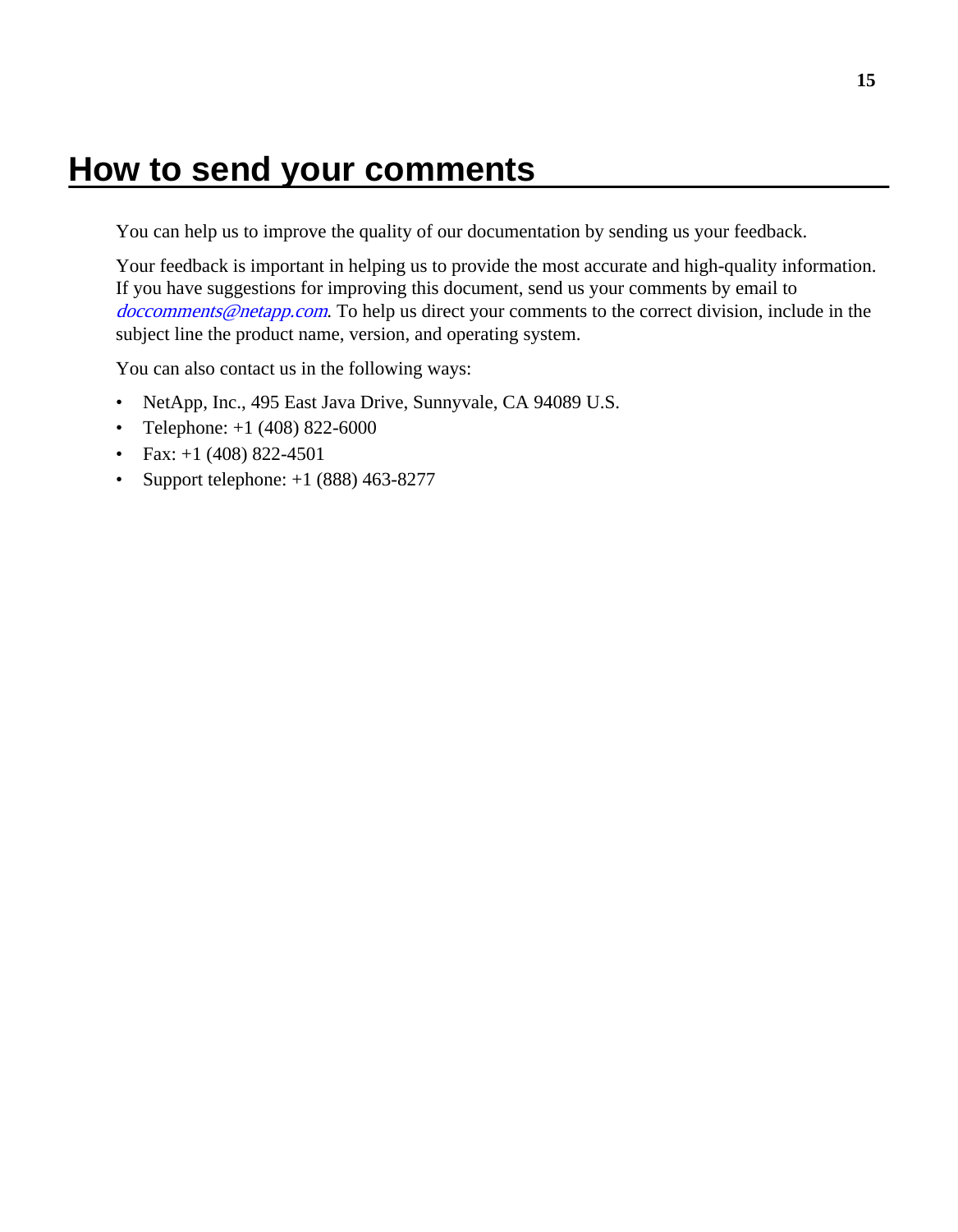# How to send your comments

You can help us to improve the quality of our documentation by sending us your feedback.

Your feedback is important in helping us to provide the most accurate and high-quality information. If you have suggestions for improving this document, send us your comments by email to *doccomments@netapp.com*. To help us direct your comments to the correct division, include in the subject line the product name, version, and operating system.

You can also contact us in the following ways:

- NetApp, Inc., 495 East Java Drive, Sunnyvale, CA 94089 U.S.
- Telephone: +1 (408) 822-6000
- Fax: +1 (408) 822-4501
- Support telephone: +1 (888) 463-8277